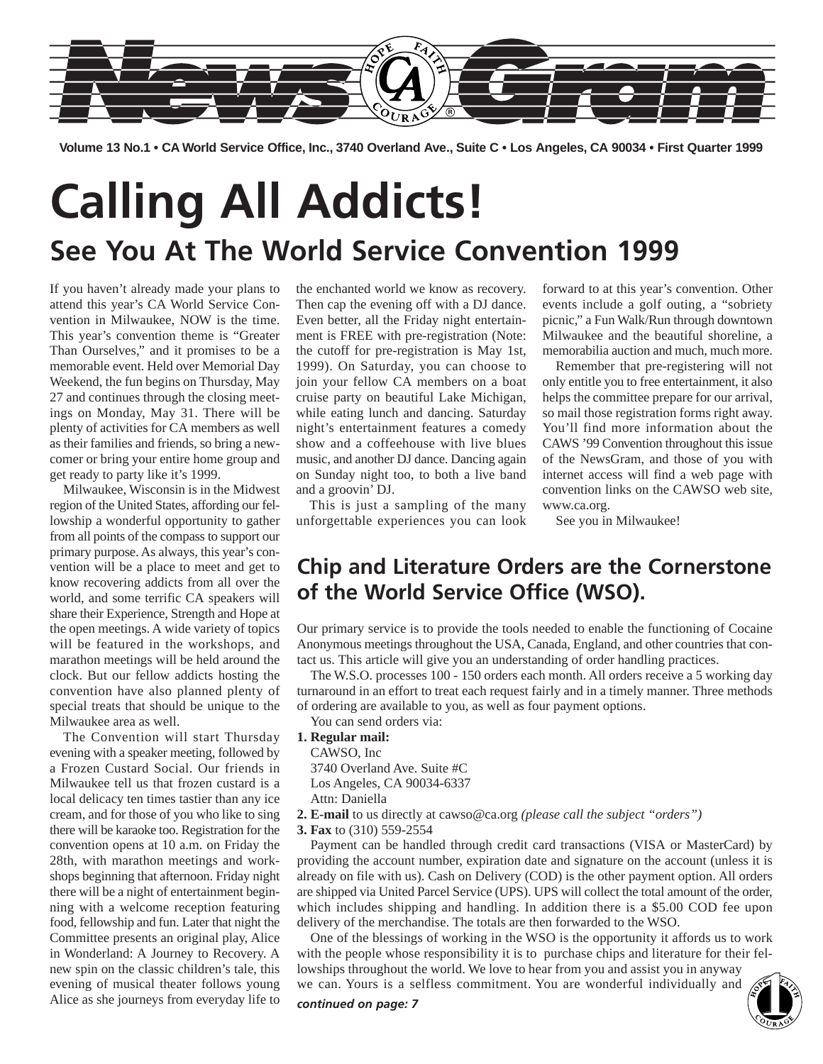# NewsGram

**Volume 13 No.1 • CA World Service Office, Inc., 3740 Overland Ave., Suite C • Los Angeles, CA 90034 • First Quarter 1999**

# Calling All Addicts!

## See You At The World Service Convention 1999

If you haven't already made your plans to attend this year's CA World Service Convention in Milwaukee, NOW is the time. This year's convention theme is "Greater Than Ourselves," and it promises to be a memorable event. Held over Memorial Day Weekend, the fun begins on Thursday, May 27 and continues through the closing meetings on Monday, May 31. There will be plenty of activities for CA members as well as their families and friends, so bring a newcomer or bring your entire home group and get ready to party like it's 1999.

Milwaukee, Wisconsin is in the Midwest region of the United States, affording our fellowship a wonderful opportunity to gather from all points of the compass to support our primary purpose. As always, this year's convention will be a place to meet and get to know recovering addicts from all over the world, and some terrific CA speakers will share their Experience, Strength and Hope at the open meetings. A wide variety of topics will be featured in the workshops, and marathon meetings will be held around the clock. But our fellow addicts hosting the convention have also planned plenty of special treats that should be unique to the Milwaukee area as well.

The Convention will start Thursday evening with a speaker meeting, followed by a Frozen Custard Social. Our friends in Milwaukee tell us that frozen custard is a local delicacy ten times tastier than any ice cream, and for those of you who like to sing there will be karaoke too. Registration for the convention opens at 10 a.m. on Friday the 28th, with marathon meetings and workshops beginning that afternoon. Friday night there will be a night of entertainment beginning with a welcome reception featuring food, fellowship and fun. Later that night the Committee presents an original play, Alice in Wonderland: A Journey to Recovery. A new spin on the classic children's tale, this evening of musical theater follows young Alice as she journeys from everyday life to the enchanted world we know as recovery. Then cap the evening off with a DJ dance. Even better, all the Friday night entertainment is FREE with pre-registration (Note: the cutoff for pre-registration is May 1st, 1999). On Saturday, you can choose to join your fellow CA members on a boat cruise party on beautiful Lake Michigan, while eating lunch and dancing. Saturday night's entertainment features a comedy show and a coffeehouse with live blues music, and another DJ dance. Dancing again on Sunday night too, to both a live band and a groovin' DJ.

This is just a sampling of the many unforgettable experiences you can look forward to at this year's convention. Other events include a golf outing, a "sobriety picnic," a Fun Walk/Run through downtown Milwaukee and the beautiful shoreline, a memorabilia auction and much, much more.

Remember that pre-registering will not only entitle you to free entertainment, it also helps the committee prepare for our arrival, so mail those registration forms right away. You'll find more information about the CAWS '99 Convention throughout this issue of the NewsGram, and those of you with internet access will find a web page with convention links on the CAWSO web site, www.ca.org.

See you in Milwaukee!

## Chip and Literature Orders are the Cornerstone of the World Service Office (WSO).

Our primary service is to provide the tools needed to enable the functioning of Cocaine Anonymous meetings throughout the USA, Canada, England, and other countries that contact us. This article will give you an understanding of order handling practices.

The W.S.O. processes 100 - 150 orders each month. All orders receive a 5 working day turnaround in an effort to treat each request fairly and in a timely manner. Three methods of ordering are available to you, as well as four payment options.

You can send orders via:

**1. Regular mail:**
CAWSO, Inc
3740 Overland Ave. Suite #C
Los Angeles, CA 90034-6337
Attn: Daniella

**2. E-mail** to us directly at cawso@ca.org *(please call the subject "orders")*

**3. Fax** to (310) 559-2554

Payment can be handled through credit card transactions (VISA or MasterCard) by providing the account number, expiration date and signature on the account (unless it is already on file with us). Cash on Delivery (COD) is the other payment option. All orders are shipped via United Parcel Service (UPS). UPS will collect the total amount of the order, which includes shipping and handling. In addition there is a $5.00 COD fee upon delivery of the merchandise. The totals are then forwarded to the WSO.

One of the blessings of working in the WSO is the opportunity it affords us to work with the people whose responsibility it is to purchase chips and literature for their fellowships throughout the world. We love to hear from you and assist you in anyway we can. Yours is a selfless commitment. You are wonderful individually and

***continued on page: 7***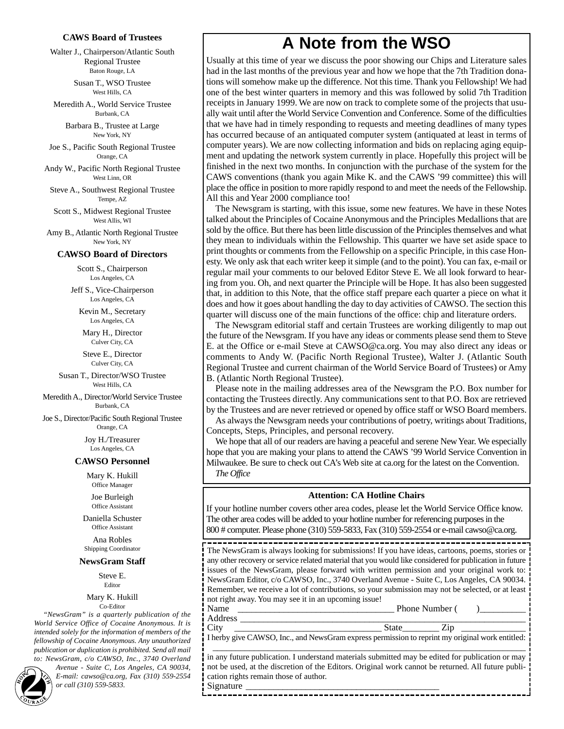### CAWS Board of Trustees

Walter J., Chairperson/Atlantic South Regional Trustee
Baton Rouge, LA

Susan T., WSO Trustee
West Hills, CA

Meredith A., World Service Trustee
Burbank, CA

Barbara B., Trustee at Large
New York, NY

Joe S., Pacific South Regional Trustee
Orange, CA

Andy W., Pacific North Regional Trustee
West Linn, OR

Steve A., Southwest Regional Trustee
Tempe, AZ

Scott S., Midwest Regional Trustee
West Allis, WI

Amy B., Atlantic North Regional Trustee
New York, NY

### CAWSO Board of Directors

Scott S., Chairperson
Los Angeles, CA

Jeff S., Vice-Chairperson
Los Angeles, CA

Kevin M., Secretary
Los Angeles, CA

Mary H., Director
Culver City, CA

Steve E., Director
Culver City, CA

Susan T., Director/WSO Trustee
West Hills, CA

Meredith A., Director/World Service Trustee
Burbank, CA

Joe S., Director/Pacific South Regional Trustee
Orange, CA

Joy H./Treasurer
Los Angeles, CA

### CAWSO Personnel

Mary K. Hukill
Office Manager

Joe Burleigh
Office Assistant

Daniella Schuster
Office Assistant

Ana Robles
Shipping Coordinator

### NewsGram Staff

Steve E.
Editor

Mary K. Hukill
Co-Editor

*"NewsGram" is a quarterly publication of the World Service Office of Cocaine Anonymous. It is intended solely for the information of members of the fellowship of Cocaine Anonymous. Any unauthorized publication or duplication is prohibited. Send all mail to: NewsGram, c/o CAWSO, Inc., 3740 Overland Avenue - Suite C, Los Angeles, CA 90034, E-mail: cawso@ca.org, Fax (310) 559-2554 or call (310) 559-5833.*

# A Note from the WSO

Usually at this time of year we discuss the poor showing our Chips and Literature sales had in the last months of the previous year and how we hope that the 7th Tradition donations will somehow make up the difference. Not this time. Thank you Fellowship! We had one of the best winter quarters in memory and this was followed by solid 7th Tradition receipts in January 1999. We are now on track to complete some of the projects that usually wait until after the World Service Convention and Conference. Some of the difficulties that we have had in timely responding to requests and meeting deadlines of many types has occurred because of an antiquated computer system (antiquated at least in terms of computer years). We are now collecting information and bids on replacing aging equipment and updating the network system currently in place. Hopefully this project will be finished in the next two months. In conjunction with the purchase of the system for the CAWS conventions (thank you again Mike K. and the CAWS '99 committee) this will place the office in position to more rapidly respond to and meet the needs of the Fellowship. All this and Year 2000 compliance too!

The Newsgram is starting, with this issue, some new features. We have in these Notes talked about the Principles of Cocaine Anonymous and the Principles Medallions that are sold by the office. But there has been little discussion of the Principles themselves and what they mean to individuals within the Fellowship. This quarter we have set aside space to print thoughts or comments from the Fellowship on a specific Principle, in this case Honesty. We only ask that each writer keep it simple (and to the point). You can fax, e-mail or regular mail your comments to our beloved Editor Steve E. We all look forward to hearing from you. Oh, and next quarter the Principle will be Hope. It has also been suggested that, in addition to this Note, that the office staff prepare each quarter a piece on what it does and how it goes about handling the day to day activities of CAWSO. The section this quarter will discuss one of the main functions of the office: chip and literature orders.

The Newsgram editorial staff and certain Trustees are working diligently to map out the future of the Newsgram. If you have any ideas or comments please send them to Steve E. at the Office or e-mail Steve at CAWSO@ca.org. You may also direct any ideas or comments to Andy W. (Pacific North Regional Trustee), Walter J. (Atlantic South Regional Trustee and current chairman of the World Service Board of Trustees) or Amy B. (Atlantic North Regional Trustee).

Please note in the mailing addresses area of the Newsgram the P.O. Box number for contacting the Trustees directly. Any communications sent to that P.O. Box are retrieved by the Trustees and are never retrieved or opened by office staff or WSO Board members.

As always the Newsgram needs your contributions of poetry, writings about Traditions, Concepts, Steps, Principles, and personal recovery.

We hope that all of our readers are having a peaceful and serene New Year. We especially hope that you are making your plans to attend the CAWS '99 World Service Convention in Milwaukee. Be sure to check out CA's Web site at ca.org for the latest on the Convention.

*The Office*

**Attention: CA Hotline Chairs**

If your hotline number covers other area codes, please let the World Service Office know. The other area codes will be added to your hotline number for referencing purposes in the 800 # computer. Please phone (310) 559-5833, Fax (310) 559-2554 or e-mail cawso@ca.org.

The NewsGram is always looking for submissions! If you have ideas, cartoons, poems, stories or any other recovery or service related material that you would like considered for publication in future issues of the NewsGram, please forward with written permission and your original work to: NewsGram Editor, c/o CAWSO, Inc., 3740 Overland Avenue - Suite C, Los Angeles, CA 90034. Remember, we receive a lot of contributions, so your submission may not be selected, or at least not right away. You may see it in an upcoming issue!

Name ________________________________ Phone Number (      )__________

Address ____________________________________________________________

City ______________________________ State________ Zip ______________

I herby give CAWSO, Inc., and NewsGram express permission to reprint my original work entitled:

____________________________________________________________________

in any future publication. I understand materials submitted may be edited for publication or may not be used, at the discretion of the Editors. Original work cannot be returned. All future publication rights remain those of author.

Signature ________________________________________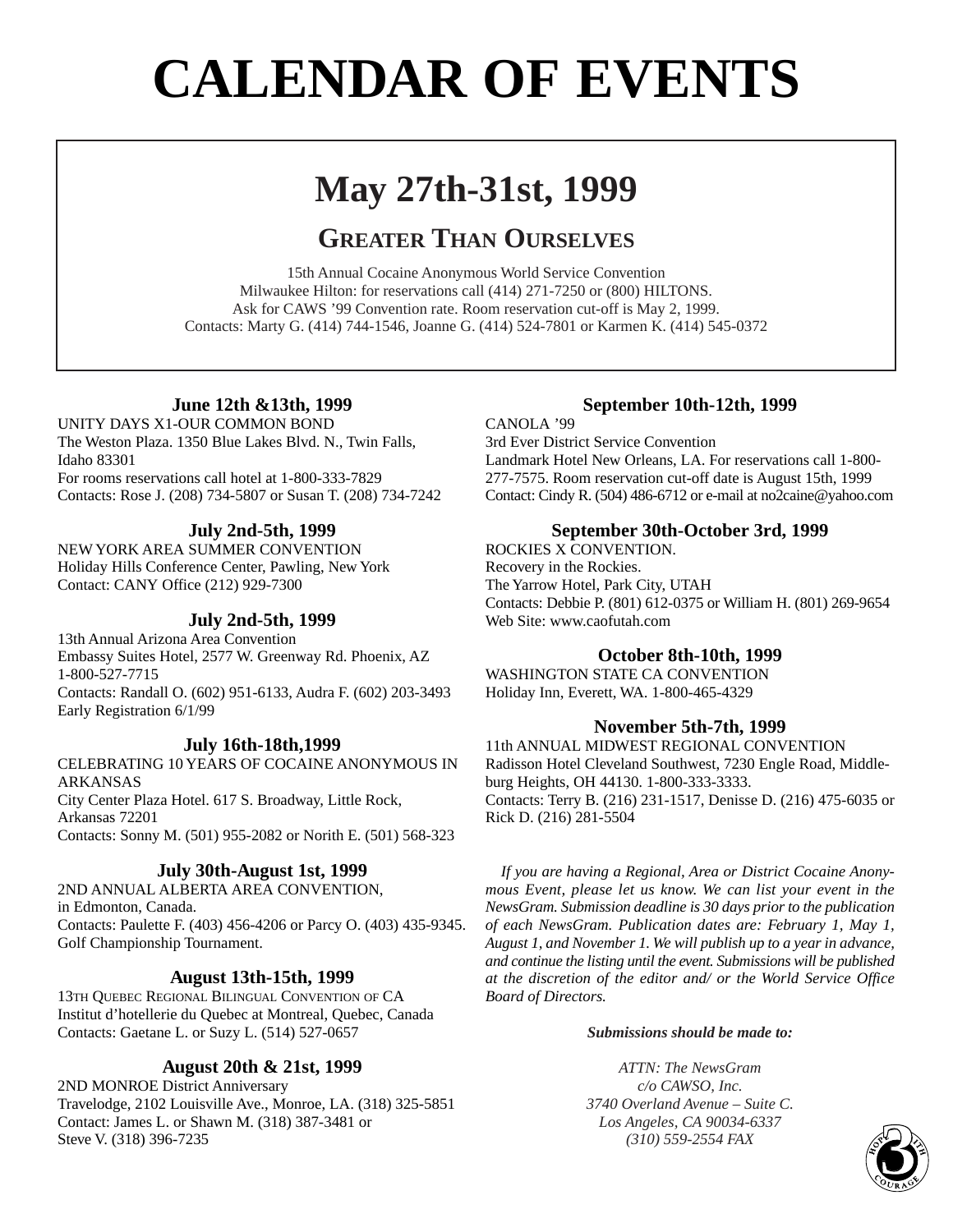# CALENDAR OF EVENTS

## May 27th-31st, 1999

### GREATER THAN OURSELVES

15th Annual Cocaine Anonymous World Service Convention
Milwaukee Hilton: for reservations call (414) 271-7250 or (800) HILTONS.
Ask for CAWS '99 Convention rate. Room reservation cut-off is May 2, 1999.
Contacts: Marty G. (414) 744-1546, Joanne G. (414) 524-7801 or Karmen K. (414) 545-0372

### June 12th &13th, 1999

UNITY DAYS X1-OUR COMMON BOND
The Weston Plaza. 1350 Blue Lakes Blvd. N., Twin Falls, Idaho 83301
For rooms reservations call hotel at 1-800-333-7829
Contacts: Rose J. (208) 734-5807 or Susan T. (208) 734-7242

### July 2nd-5th, 1999

NEW YORK AREA SUMMER CONVENTION
Holiday Hills Conference Center, Pawling, New York
Contact: CANY Office (212) 929-7300

### July 2nd-5th, 1999

13th Annual Arizona Area Convention
Embassy Suites Hotel, 2577 W. Greenway Rd. Phoenix, AZ
1-800-527-7715
Contacts: Randall O. (602) 951-6133, Audra F. (602) 203-3493
Early Registration 6/1/99

### July 16th-18th,1999

CELEBRATING 10 YEARS OF COCAINE ANONYMOUS IN ARKANSAS
City Center Plaza Hotel. 617 S. Broadway, Little Rock, Arkansas 72201
Contacts: Sonny M. (501) 955-2082 or Norith E. (501) 568-323

### July 30th-August 1st, 1999

2ND ANNUAL ALBERTA AREA CONVENTION,
in Edmonton, Canada.
Contacts: Paulette F. (403) 456-4206 or Parcy O. (403) 435-9345.
Golf Championship Tournament.

### August 13th-15th, 1999

13TH QUEBEC REGIONAL BILINGUAL CONVENTION OF CA
Institut d'hotellerie du Quebec at Montreal, Quebec, Canada
Contacts: Gaetane L. or Suzy L. (514) 527-0657

### August 20th & 21st, 1999

2ND MONROE District Anniversary
Travelodge, 2102 Louisville Ave., Monroe, LA. (318) 325-5851
Contact: James L. or Shawn M. (318) 387-3481 or
Steve V. (318) 396-7235

### September 10th-12th, 1999

CANOLA '99
3rd Ever District Service Convention
Landmark Hotel New Orleans, LA. For reservations call 1-800-277-7575. Room reservation cut-off date is August 15th, 1999
Contact: Cindy R. (504) 486-6712 or e-mail at no2caine@yahoo.com

### September 30th-October 3rd, 1999

ROCKIES X CONVENTION.
Recovery in the Rockies.
The Yarrow Hotel, Park City, UTAH
Contacts: Debbie P. (801) 612-0375 or William H. (801) 269-9654
Web Site: www.caofutah.com

### October 8th-10th, 1999

WASHINGTON STATE CA CONVENTION
Holiday Inn, Everett, WA. 1-800-465-4329

### November 5th-7th, 1999

11th ANNUAL MIDWEST REGIONAL CONVENTION
Radisson Hotel Cleveland Southwest, 7230 Engle Road, Middleburg Heights, OH 44130. 1-800-333-3333.
Contacts: Terry B. (216) 231-1517, Denisse D. (216) 475-6035 or Rick D. (216) 281-5504

*If you are having a Regional, Area or District Cocaine Anonymous Event, please let us know. We can list your event in the NewsGram. Submission deadline is 30 days prior to the publication of each NewsGram. Publication dates are: February 1, May 1, August 1, and November 1. We will publish up to a year in advance, and continue the listing until the event. Submissions will be published at the discretion of the editor and/ or the World Service Office Board of Directors.*

***Submissions should be made to:***

*ATTN: The NewsGram*
*c/o CAWSO, Inc.*
*3740 Overland Avenue – Suite C.*
*Los Angeles, CA 90034-6337*
*(310) 559-2554 FAX*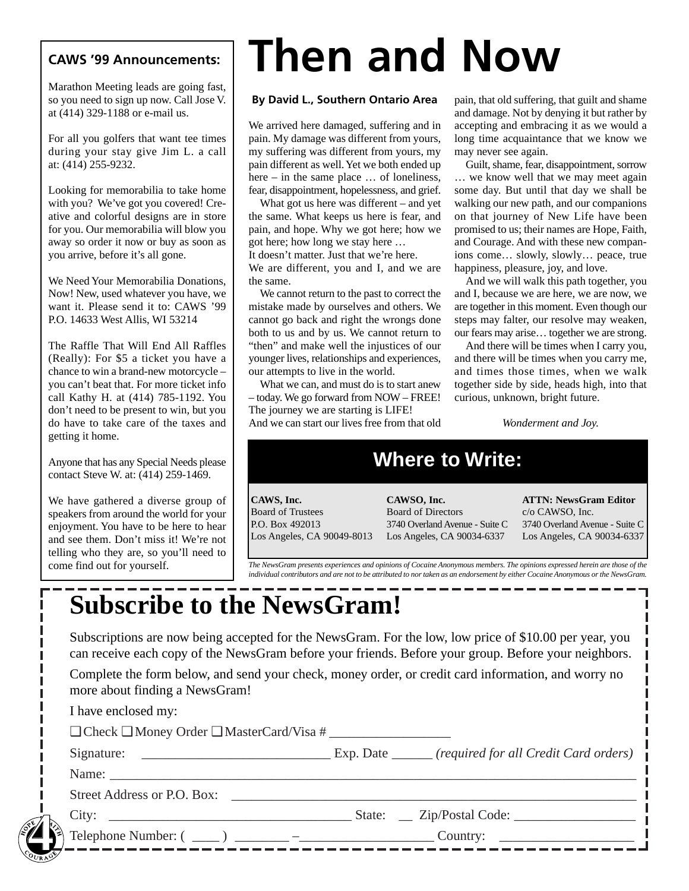## CAWS '99 Announcements:

Marathon Meeting leads are going fast, so you need to sign up now. Call Jose V. at (414) 329-1188 or e-mail us.

For all you golfers that want tee times during your stay give Jim L. a call at: (414) 255-9232.

Looking for memorabilia to take home with you? We've got you covered! Creative and colorful designs are in store for you. Our memorabilia will blow you away so order it now or buy as soon as you arrive, before it's all gone.

We Need Your Memorabilia Donations, Now! New, used whatever you have, we want it. Please send it to: CAWS '99 P.O. 14633 West Allis, WI 53214

The Raffle That Will End All Raffles (Really): For $5 a ticket you have a chance to win a brand-new motorcycle – you can't beat that. For more ticket info call Kathy H. at (414) 785-1192. You don't need to be present to win, but you do have to take care of the taxes and getting it home.

Anyone that has any Special Needs please contact Steve W. at: (414) 259-1469.

We have gathered a diverse group of speakers from around the world for your enjoyment. You have to be here to hear and see them. Don't miss it! We're not telling who they are, so you'll need to come find out for yourself.

# Then and Now

**By David L., Southern Ontario Area**

We arrived here damaged, suffering and in pain. My damage was different from yours, my suffering was different from yours, my pain different as well. Yet we both ended up here – in the same place … of loneliness, fear, disappointment, hopelessness, and grief.

What got us here was different – and yet the same. What keeps us here is fear, and pain, and hope. Why we got here; how we got here; how long we stay here …
It doesn't matter. Just that we're here.
We are different, you and I, and we are the same.

We cannot return to the past to correct the mistake made by ourselves and others. We cannot go back and right the wrongs done both to us and by us. We cannot return to "then" and make well the injustices of our younger lives, relationships and experiences, our attempts to live in the world.

What we can, and must do is to start anew – today. We go forward from NOW – FREE! The journey we are starting is LIFE!
And we can start our lives free from that old pain, that old suffering, that guilt and shame and damage. Not by denying it but rather by accepting and embracing it as we would a long time acquaintance that we know we may never see again.

Guilt, shame, fear, disappointment, sorrow … we know well that we may meet again some day. But until that day we shall be walking our new path, and our companions on that journey of New Life have been promised to us; their names are Hope, Faith, and Courage. And with these new companions come… slowly, slowly… peace, true happiness, pleasure, joy, and love.

And we will walk this path together, you and I, because we are here, we are now, we are together in this moment. Even though our steps may falter, our resolve may weaken, our fears may arise… together we are strong.

And there will be times when I carry you, and there will be times when you carry me, and times those times, when we walk together side by side, heads high, into that curious, unknown, bright future.

*Wonderment and Joy.*

## Where to Write:

**CAWS, Inc.**
Board of Trustees
P.O. Box 492013
Los Angeles, CA 90049-8013

**CAWSO, Inc.**
Board of Directors
3740 Overland Avenue - Suite C
Los Angeles, CA 90034-6337

**ATTN: NewsGram Editor**
c/o CAWSO, Inc.
3740 Overland Avenue - Suite C
Los Angeles, CA 90034-6337

*The NewsGram presents experiences and opinions of Cocaine Anonymous members. The opinions expressed herein are those of the individual contributors and are not to be attributed to nor taken as an endorsement by either Cocaine Anonymous or the NewsGram.*

# Subscribe to the NewsGram!

Subscriptions are now being accepted for the NewsGram. For the low, low price of $10.00 per year, you can receive each copy of the NewsGram before your friends. Before your group. Before your neighbors.

Complete the form below, and send your check, money order, or credit card information, and worry no more about finding a NewsGram!

I have enclosed my:

❑ Check ❑ Money Order ❑ MasterCard/Visa # __________________

Signature: ____________________________ Exp. Date ______ *(required for all Credit Card orders)*

Name: ________________________________________________________________________

Street Address or P.O. Box: ____________________________________________________

City: ____________________________________ State: __ Zip/Postal Code: __________________

Telephone Number: ( ____ ) ________ –___________________ Country: ___________________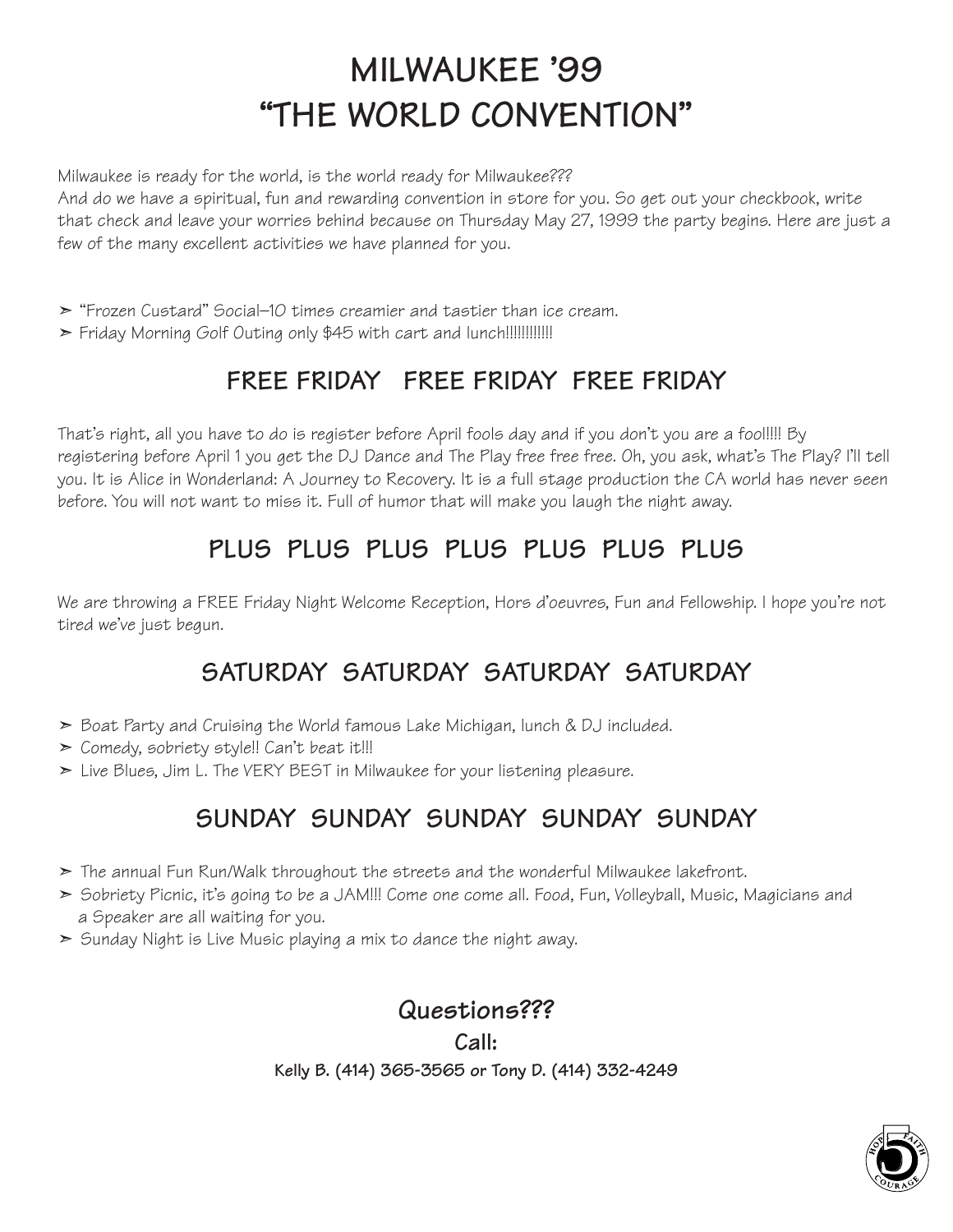# MILWAUKEE '99
# "THE WORLD CONVENTION"

Milwaukee is ready for the world, is the world ready for Milwaukee???
And do we have a spiritual, fun and rewarding convention in store for you. So get out your checkbook, write that check and leave your worries behind because on Thursday May 27, 1999 the party begins. Here are just a few of the many excellent activities we have planned for you.

- "Frozen Custard" Social–10 times creamier and tastier than ice cream.
- Friday Morning Golf Outing only $45 with cart and lunch!!!!!!!!!!!!

## FREE FRIDAY FREE FRIDAY FREE FRIDAY

That's right, all you have to do is register before April fools day and if you don't you are a fool!!!! By registering before April 1 you get the DJ Dance and The Play free free free. Oh, you ask, what's The Play? I'll tell you. It is Alice in Wonderland: A Journey to Recovery. It is a full stage production the CA world has never seen before. You will not want to miss it. Full of humor that will make you laugh the night away.

## PLUS PLUS PLUS PLUS PLUS PLUS PLUS

We are throwing a FREE Friday Night Welcome Reception, Hors d'oeuvres, Fun and Fellowship. I hope you're not tired we've just begun.

## SATURDAY SATURDAY SATURDAY SATURDAY

- Boat Party and Cruising the World famous Lake Michigan, lunch & DJ included.
- Comedy, sobriety style!! Can't beat it!!!
- Live Blues, Jim L. The VERY BEST in Milwaukee for your listening pleasure.

## SUNDAY SUNDAY SUNDAY SUNDAY SUNDAY

- The annual Fun Run/Walk throughout the streets and the wonderful Milwaukee lakefront.
- Sobriety Picnic, it's going to be a JAM!!! Come one come all. Food, Fun, Volleyball, Music, Magicians and a Speaker are all waiting for you.
- Sunday Night is Live Music playing a mix to dance the night away.

**Questions???**

**Call:**

**Kelly B. (414) 365-3565 or Tony D. (414) 332-4249**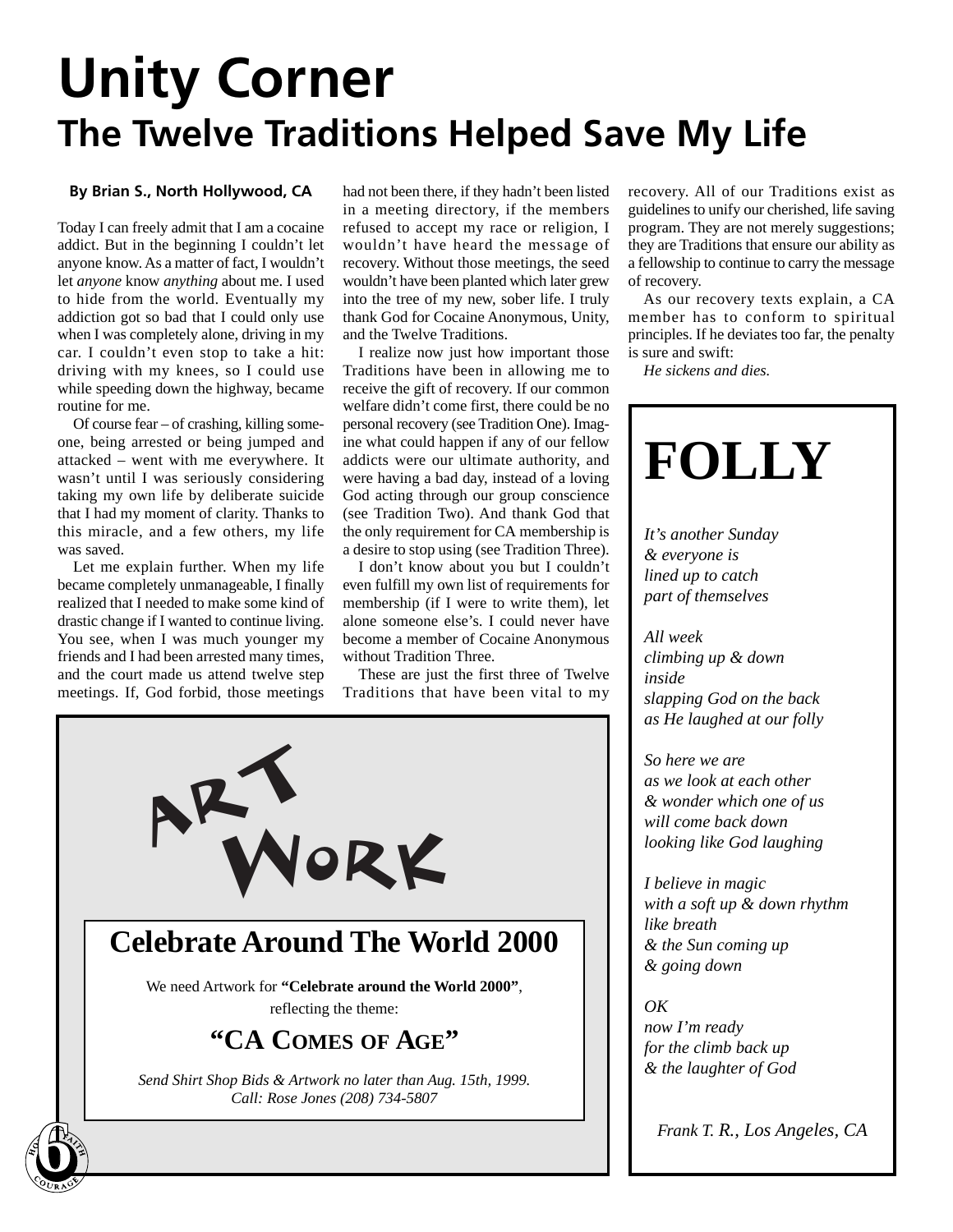# Unity Corner

## The Twelve Traditions Helped Save My Life

**By Brian S., North Hollywood, CA**

Today I can freely admit that I am a cocaine addict. But in the beginning I couldn't let anyone know. As a matter of fact, I wouldn't let *anyone* know *anything* about me. I used to hide from the world. Eventually my addiction got so bad that I could only use when I was completely alone, driving in my car. I couldn't even stop to take a hit: driving with my knees, so I could use while speeding down the highway, became routine for me.

Of course fear – of crashing, killing someone, being arrested or being jumped and attacked – went with me everywhere. It wasn't until I was seriously considering taking my own life by deliberate suicide that I had my moment of clarity. Thanks to this miracle, and a few others, my life was saved.

Let me explain further. When my life became completely unmanageable, I finally realized that I needed to make some kind of drastic change if I wanted to continue living. You see, when I was much younger my friends and I had been arrested many times, and the court made us attend twelve step meetings. If, God forbid, those meetings had not been there, if they hadn't been listed in a meeting directory, if the members refused to accept my race or religion, I wouldn't have heard the message of recovery. Without those meetings, the seed wouldn't have been planted which later grew into the tree of my new, sober life. I truly thank God for Cocaine Anonymous, Unity, and the Twelve Traditions.

I realize now just how important those Traditions have been in allowing me to receive the gift of recovery. If our common welfare didn't come first, there could be no personal recovery (see Tradition One). Imagine what could happen if any of our fellow addicts were our ultimate authority, and were having a bad day, instead of a loving God acting through our group conscience (see Tradition Two). And thank God that the only requirement for CA membership is a desire to stop using (see Tradition Three).

I don't know about you but I couldn't even fulfill my own list of requirements for membership (if I were to write them), let alone someone else's. I could never have become a member of Cocaine Anonymous without Tradition Three.

These are just the first three of Twelve Traditions that have been vital to my recovery. All of our Traditions exist as guidelines to unify our cherished, life saving program. They are not merely suggestions; they are Traditions that ensure our ability as a fellowship to continue to carry the message of recovery.

As our recovery texts explain, a CA member has to conform to spiritual principles. If he deviates too far, the penalty is sure and swift:

*He sickens and dies.*

---

# FOLLY

*It's another Sunday*
*& everyone is*
*lined up to catch*
*part of themselves*

*All week*
*climbing up & down*
*inside*
*slapping God on the back*
*as He laughed at our folly*

*So here we are*
*as we look at each other*
*& wonder which one of us*
*will come back down*
*looking like God laughing*

*I believe in magic*
*with a soft up & down rhythm*
*like breath*
*& the Sun coming up*
*& going down*

*OK*
*now I'm ready*
*for the climb back up*
*& the laughter of God*

*Frank T. R., Los Angeles, CA*

---

# ART WORK

## Celebrate Around The World 2000

We need Artwork for **"Celebrate around the World 2000"**, reflecting the theme:

### "CA COMES OF AGE"

*Send Shirt Shop Bids & Artwork no later than Aug. 15th, 1999.*
*Call: Rose Jones (208) 734-5807*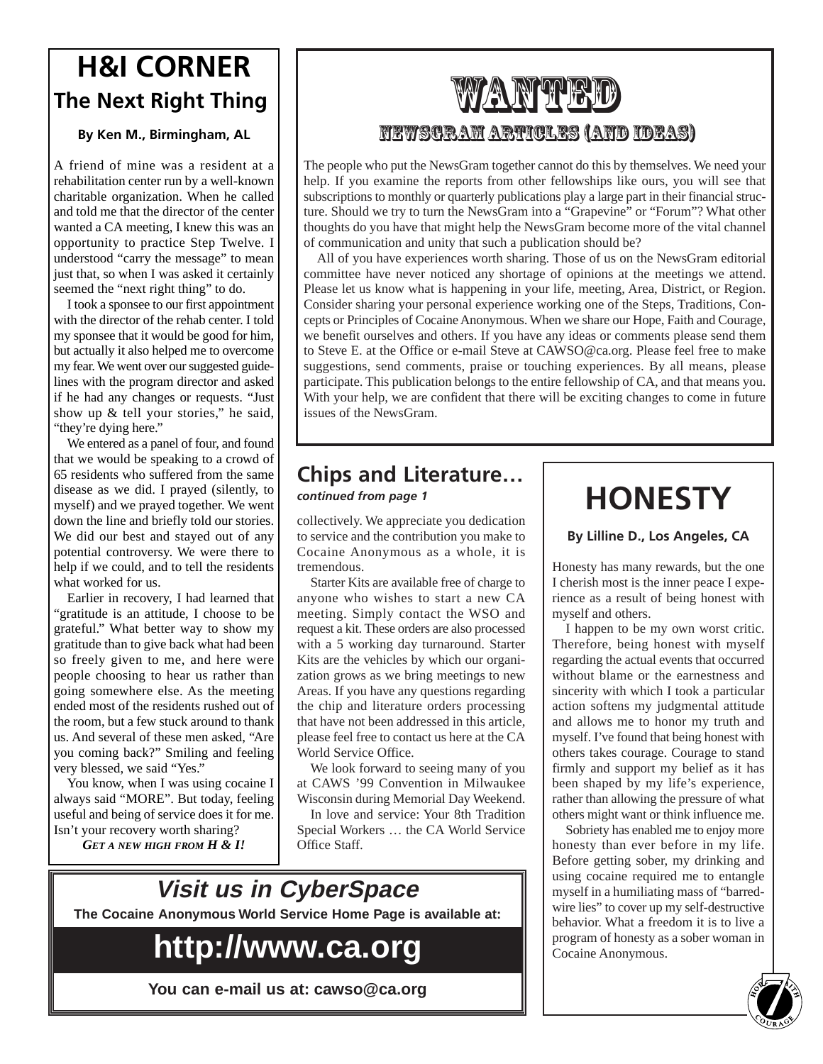# H&I CORNER

## The Next Right Thing

**By Ken M., Birmingham, AL**

A friend of mine was a resident at a rehabilitation center run by a well-known charitable organization. When he called and told me that the director of the center wanted a CA meeting, I knew this was an opportunity to practice Step Twelve. I understood "carry the message" to mean just that, so when I was asked it certainly seemed the "next right thing" to do.

I took a sponsee to our first appointment with the director of the rehab center. I told my sponsee that it would be good for him, but actually it also helped me to overcome my fear. We went over our suggested guidelines with the program director and asked if he had any changes or requests. "Just show up & tell your stories," he said, "they're dying here."

We entered as a panel of four, and found that we would be speaking to a crowd of 65 residents who suffered from the same disease as we did. I prayed (silently, to myself) and we prayed together. We went down the line and briefly told our stories. We did our best and stayed out of any potential controversy. We were there to help if we could, and to tell the residents what worked for us.

Earlier in recovery, I had learned that "gratitude is an attitude, I choose to be grateful." What better way to show my gratitude than to give back what had been so freely given to me, and here were people choosing to hear us rather than going somewhere else. As the meeting ended most of the residents rushed out of the room, but a few stuck around to thank us. And several of these men asked, "Are you coming back?" Smiling and feeling very blessed, we said "Yes."

You know, when I was using cocaine I always said "MORE". But today, feeling useful and being of service does it for me. Isn't your recovery worth sharing?

***GET A NEW HIGH FROM H & I!***

# WANTED

## NEWSGRAM ARTICLES (AND IDEAS)

The people who put the NewsGram together cannot do this by themselves. We need your help. If you examine the reports from other fellowships like ours, you will see that subscriptions to monthly or quarterly publications play a large part in their financial structure. Should we try to turn the NewsGram into a "Grapevine" or "Forum"? What other thoughts do you have that might help the NewsGram become more of the vital channel of communication and unity that such a publication should be?

All of you have experiences worth sharing. Those of us on the NewsGram editorial committee have never noticed any shortage of opinions at the meetings we attend. Please let us know what is happening in your life, meeting, Area, District, or Region. Consider sharing your personal experience working one of the Steps, Traditions, Concepts or Principles of Cocaine Anonymous. When we share our Hope, Faith and Courage, we benefit ourselves and others. If you have any ideas or comments please send them to Steve E. at the Office or e-mail Steve at CAWSO@ca.org. Please feel free to make suggestions, send comments, praise or touching experiences. By all means, please participate. This publication belongs to the entire fellowship of CA, and that means you. With your help, we are confident that there will be exciting changes to come in future issues of the NewsGram.

## Chips and Literature…

***continued from page 1***

collectively. We appreciate you dedication to service and the contribution you make to Cocaine Anonymous as a whole, it is tremendous.

Starter Kits are available free of charge to anyone who wishes to start a new CA meeting. Simply contact the WSO and request a kit. These orders are also processed with a 5 working day turnaround. Starter Kits are the vehicles by which our organization grows as we bring meetings to new Areas. If you have any questions regarding the chip and literature orders processing that have not been addressed in this article, please feel free to contact us here at the CA World Service Office.

We look forward to seeing many of you at CAWS '99 Convention in Milwaukee Wisconsin during Memorial Day Weekend.

In love and service: Your 8th Tradition Special Workers … the CA World Service Office Staff.

# HONESTY

**By Lilline D., Los Angeles, CA**

Honesty has many rewards, but the one I cherish most is the inner peace I experience as a result of being honest with myself and others.

I happen to be my own worst critic. Therefore, being honest with myself regarding the actual events that occurred without blame or the earnestness and sincerity with which I took a particular action softens my judgmental attitude and allows me to honor my truth and myself. I've found that being honest with others takes courage. Courage to stand firmly and support my belief as it has been shaped by my life's experience, rather than allowing the pressure of what others might want or think influence me.

Sobriety has enabled me to enjoy more honesty than ever before in my life. Before getting sober, my drinking and using cocaine required me to entangle myself in a humiliating mass of "barred-wire lies" to cover up my self-destructive behavior. What a freedom it is to live a program of honesty as a sober woman in Cocaine Anonymous.

## *Visit us in CyberSpace*

**The Cocaine Anonymous World Service Home Page is available at:**

# http://www.ca.org

**You can e-mail us at: cawso@ca.org**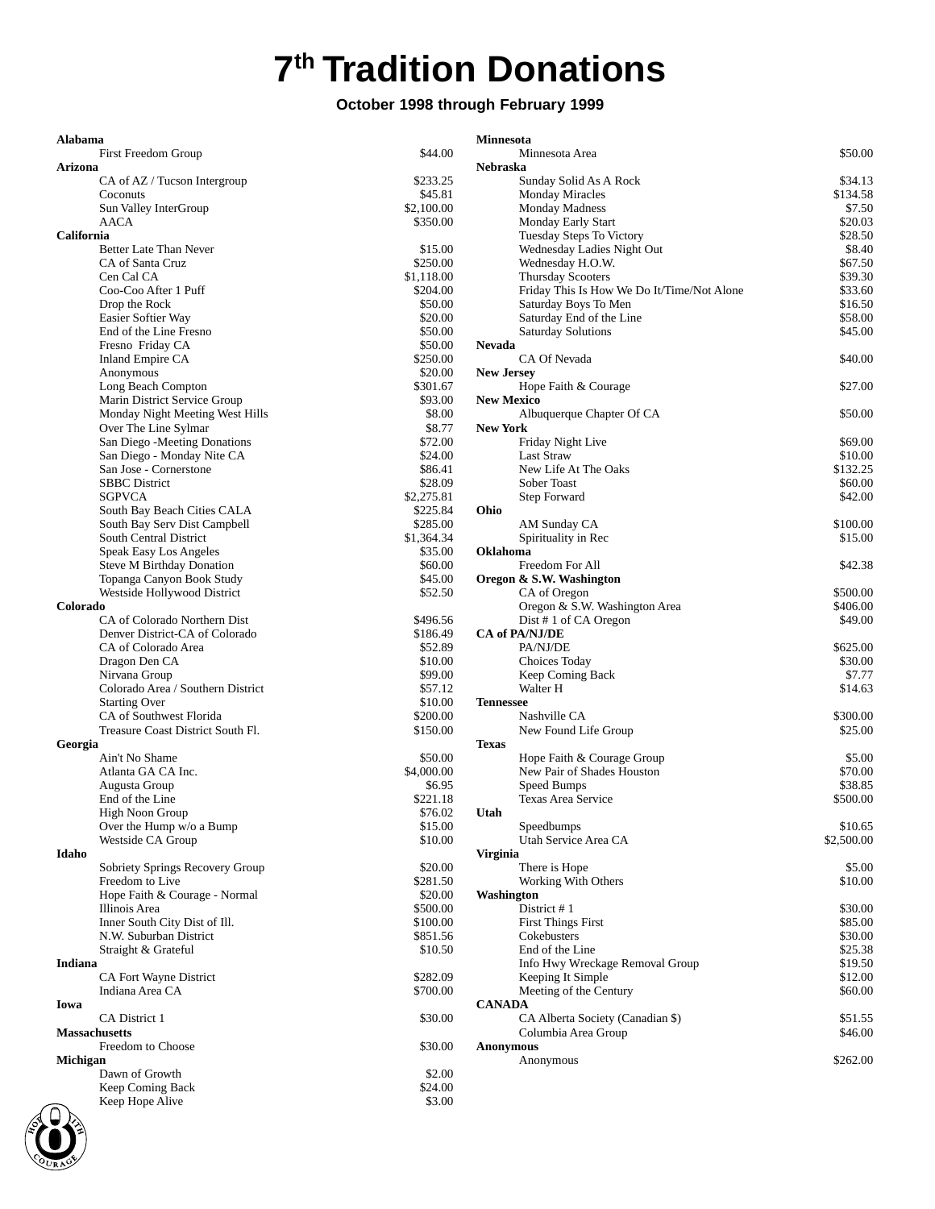# 7th Tradition Donations

**October 1998 through February 1999**

| | |
|---|---|
| **Alabama** | |
| First Freedom Group | $44.00 |
| **Arizona** | |
| CA of AZ / Tucson Intergroup | $233.25 |
| Coconuts | $45.81 |
| Sun Valley InterGroup | $2,100.00 |
| AACA | $350.00 |
| **California** | |
| Better Late Than Never | $15.00 |
| CA of Santa Cruz | $250.00 |
| Cen Cal CA | $1,118.00 |
| Coo-Coo After 1 Puff | $204.00 |
| Drop the Rock | $50.00 |
| Easier Softier Way | $20.00 |
| End of the Line Fresno | $50.00 |
| Fresno Friday CA | $50.00 |
| Inland Empire CA | $250.00 |
| Anonymous | $20.00 |
| Long Beach Compton | $301.67 |
| Marin District Service Group | $93.00 |
| Monday Night Meeting West Hills | $8.00 |
| Over The Line Sylmar | $8.77 |
| San Diego -Meeting Donations | $72.00 |
| San Diego - Monday Nite CA | $24.00 |
| San Jose - Cornerstone | $86.41 |
| SBBC District | $28.09 |
| SGPVCA | $2,275.81 |
| South Bay Beach Cities CALA | $225.84 |
| South Bay Serv Dist Campbell | $285.00 |
| South Central District | $1,364.34 |
| Speak Easy Los Angeles | $35.00 |
| Steve M Birthday Donation | $60.00 |
| Topanga Canyon Book Study | $45.00 |
| Westside Hollywood District | $52.50 |
| **Colorado** | |
| CA of Colorado Northern Dist | $496.56 |
| Denver District-CA of Colorado | $186.49 |
| CA of Colorado Area | $52.89 |
| Dragon Den CA | $10.00 |
| Nirvana Group | $99.00 |
| Colorado Area / Southern District | $57.12 |
| Starting Over | $10.00 |
| CA of Southwest Florida | $200.00 |
| Treasure Coast District South Fl. | $150.00 |
| **Georgia** | |
| Ain't No Shame | $50.00 |
| Atlanta GA CA Inc. | $4,000.00 |
| Augusta Group | $6.95 |
| End of the Line | $221.18 |
| High Noon Group | $76.02 |
| Over the Hump w/o a Bump | $15.00 |
| Westside CA Group | $10.00 |
| **Idaho** | |
| Sobriety Springs Recovery Group | $20.00 |
| Freedom to Live | $281.50 |
| Hope Faith & Courage - Normal | $20.00 |
| Illinois Area | $500.00 |
| Inner South City Dist of Ill. | $100.00 |
| N.W. Suburban District | $851.56 |
| Straight & Grateful | $10.50 |
| **Indiana** | |
| CA Fort Wayne District | $282.09 |
| Indiana Area CA | $700.00 |
| **Iowa** | |
| CA District 1 | $30.00 |
| **Massachusetts** | |
| Freedom to Choose | $30.00 |
| **Michigan** | |
| Dawn of Growth | $2.00 |
| Keep Coming Back | $24.00 |
| Keep Hope Alive | $3.00 |
| **Minnesota** | |
| Minnesota Area | $50.00 |
| **Nebraska** | |
| Sunday Solid As A Rock | $34.13 |
| Monday Miracles | $134.58 |
| Monday Madness | $7.50 |
| Monday Early Start | $20.03 |
| Tuesday Steps To Victory | $28.50 |
| Wednesday Ladies Night Out | $8.40 |
| Wednesday H.O.W. | $67.50 |
| Thursday Scooters | $39.30 |
| Friday This Is How We Do It/Time/Not Alone | $33.60 |
| Saturday Boys To Men | $16.50 |
| Saturday End of the Line | $58.00 |
| Saturday Solutions | $45.00 |
| **Nevada** | |
| CA Of Nevada | $40.00 |
| **New Jersey** | |
| Hope Faith & Courage | $27.00 |
| **New Mexico** | |
| Albuquerque Chapter Of CA | $50.00 |
| **New York** | |
| Friday Night Live | $69.00 |
| Last Straw | $10.00 |
| New Life At The Oaks | $132.25 |
| Sober Toast | $60.00 |
| Step Forward | $42.00 |
| **Ohio** | |
| AM Sunday CA | $100.00 |
| Spirituality in Rec | $15.00 |
| **Oklahoma** | |
| Freedom For All | $42.38 |
| **Oregon & S.W. Washington** | |
| CA of Oregon | $500.00 |
| Oregon & S.W. Washington Area | $406.00 |
| Dist # 1 of CA Oregon | $49.00 |
| **CA of PA/NJ/DE** | |
| PA/NJ/DE | $625.00 |
| Choices Today | $30.00 |
| Keep Coming Back | $7.77 |
| Walter H | $14.63 |
| **Tennessee** | |
| Nashville CA | $300.00 |
| New Found Life Group | $25.00 |
| **Texas** | |
| Hope Faith & Courage Group | $5.00 |
| New Pair of Shades Houston | $70.00 |
| Speed Bumps | $38.85 |
| Texas Area Service | $500.00 |
| **Utah** | |
| Speedbumps | $10.65 |
| Utah Service Area CA | $2,500.00 |
| **Virginia** | |
| There is Hope | $5.00 |
| Working With Others | $10.00 |
| **Washington** | |
| District # 1 | $30.00 |
| First Things First | $85.00 |
| Cokebusters | $30.00 |
| End of the Line | $25.38 |
| Info Hwy Wreckage Removal Group | $19.50 |
| Keeping It Simple | $12.00 |
| Meeting of the Century | $60.00 |
| **CANADA** | |
| CA Alberta Society (Canadian $) | $51.55 |
| Columbia Area Group | $46.00 |
| **Anonymous** | |
| Anonymous | $262.00 |